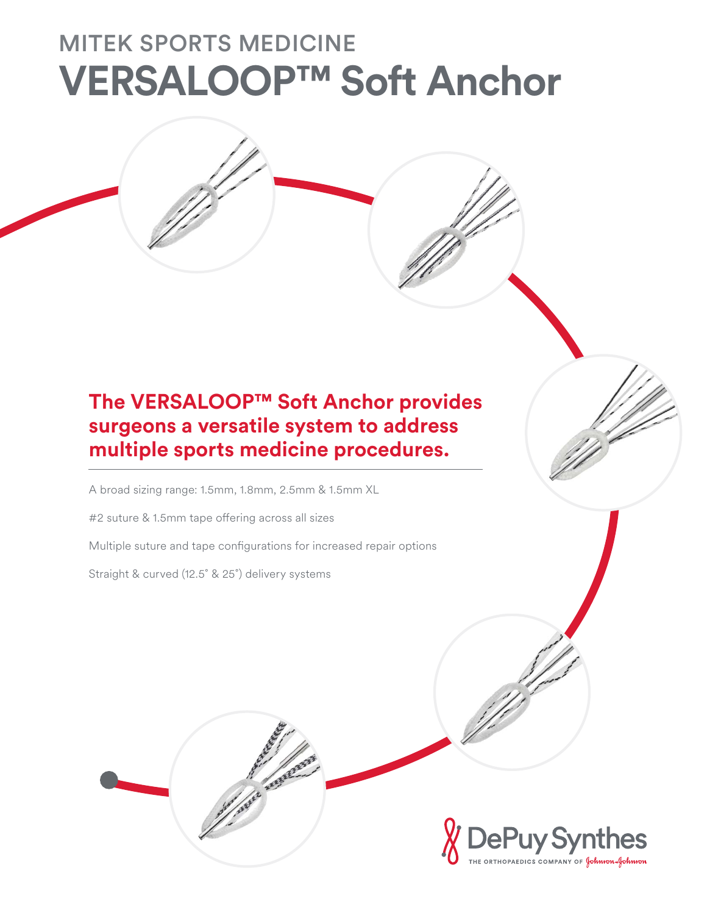MITEK SPORTS MEDICINE

# VERSALOOP™ Soft Anchor

## The VERSALOOP™ Soft Anchor provides surgeons a versatile system to address multiple sports medicine procedures.

A broad sizing range: 1.5mm, 1.8mm, 2.5mm & 1.5mm XL

#2 suture & 1.5mm tape offering across all sizes

Multiple suture and tape configurations for increased repair options

Straight & curved (12.5° & 25°) delivery systems

DePuy Synthes
THE ORTHOPAEDICS COMPANY OF Johnson & Johnson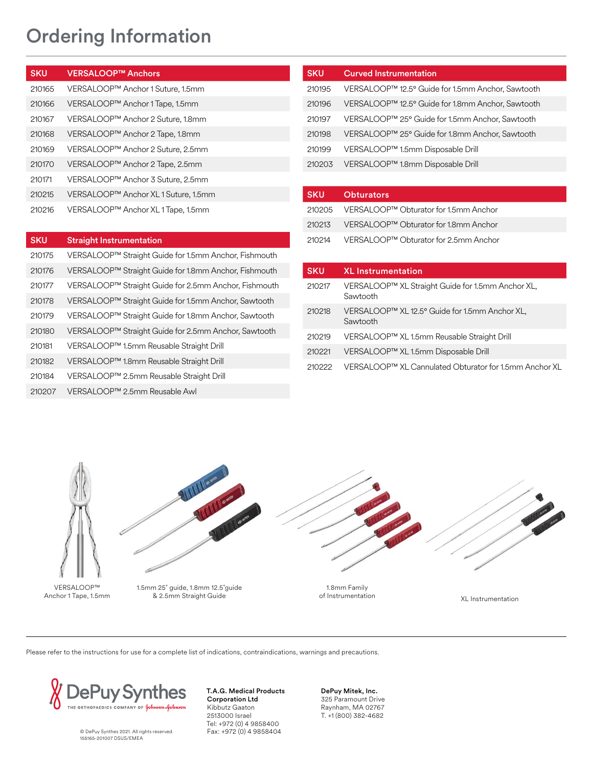# Ordering Information

| SKU | VERSALOOP™ Anchors |
|---|---|
| 210165 | VERSALOOP™ Anchor 1 Suture, 1.5mm |
| 210166 | VERSALOOP™ Anchor 1 Tape, 1.5mm |
| 210167 | VERSALOOP™ Anchor 2 Suture, 1.8mm |
| 210168 | VERSALOOP™ Anchor 2 Tape, 1.8mm |
| 210169 | VERSALOOP™ Anchor 2 Suture, 2.5mm |
| 210170 | VERSALOOP™ Anchor 2 Tape, 2.5mm |
| 210171 | VERSALOOP™ Anchor 3 Suture, 2.5mm |
| 210215 | VERSALOOP™ Anchor XL 1 Suture, 1.5mm |
| 210216 | VERSALOOP™ Anchor XL 1 Tape, 1.5mm |

| SKU | Straight Instrumentation |
|---|---|
| 210175 | VERSALOOP™ Straight Guide for 1.5mm Anchor, Fishmouth |
| 210176 | VERSALOOP™ Straight Guide for 1.8mm Anchor, Fishmouth |
| 210177 | VERSALOOP™ Straight Guide for 2.5mm Anchor, Fishmouth |
| 210178 | VERSALOOP™ Straight Guide for 1.5mm Anchor, Sawtooth |
| 210179 | VERSALOOP™ Straight Guide for 1.8mm Anchor, Sawtooth |
| 210180 | VERSALOOP™ Straight Guide for 2.5mm Anchor, Sawtooth |
| 210181 | VERSALOOP™ 1.5mm Reusable Straight Drill |
| 210182 | VERSALOOP™ 1.8mm Reusable Straight Drill |
| 210184 | VERSALOOP™ 2.5mm Reusable Straight Drill |
| 210207 | VERSALOOP™ 2.5mm Reusable Awl |

| SKU | Curved Instrumentation |
|---|---|
| 210195 | VERSALOOP™ 12.5° Guide for 1.5mm Anchor, Sawtooth |
| 210196 | VERSALOOP™ 12.5° Guide for 1.8mm Anchor, Sawtooth |
| 210197 | VERSALOOP™ 25° Guide for 1.5mm Anchor, Sawtooth |
| 210198 | VERSALOOP™ 25° Guide for 1.8mm Anchor, Sawtooth |
| 210199 | VERSALOOP™ 1.5mm Disposable Drill |
| 210203 | VERSALOOP™ 1.8mm Disposable Drill |

| SKU | Obturators |
|---|---|
| 210205 | VERSALOOP™ Obturator for 1.5mm Anchor |
| 210213 | VERSALOOP™ Obturator for 1.8mm Anchor |
| 210214 | VERSALOOP™ Obturator for 2.5mm Anchor |

| SKU | XL Instrumentation |
|---|---|
| 210217 | VERSALOOP™ XL Straight Guide for 1.5mm Anchor XL, Sawtooth |
| 210218 | VERSALOOP™ XL 12.5° Guide for 1.5mm Anchor XL, Sawtooth |
| 210219 | VERSALOOP™ XL 1.5mm Reusable Straight Drill |
| 210221 | VERSALOOP™ XL 1.5mm Disposable Drill |
| 210222 | VERSALOOP™ XL Cannulated Obturator for 1.5mm Anchor XL |

VERSALOOP™ Anchor 1 Tape, 1.5mm

1.5mm 25° guide, 1.8mm 12.5° guide & 2.5mm Straight Guide

1.8mm Family of Instrumentation

XL Instrumentation

Please refer to the instructions for use for a complete list of indications, contraindications, warnings and precautions.

DePuy Synthes
THE ORTHOPAEDICS COMPANY OF Johnson & Johnson

© DePuy Synthes 2021. All rights reserved.
155165-201007 DSUS/EMEA

**T.A.G. Medical Products Corporation Ltd**
Kibbutz Gaaton
2513000 Israel
Tel: +972 (0) 4 9858400
Fax: +972 (0) 4 9858404

**DePuy Mitek, Inc.**
325 Paramount Drive
Raynham, MA 02767
T. +1 (800) 382-4682